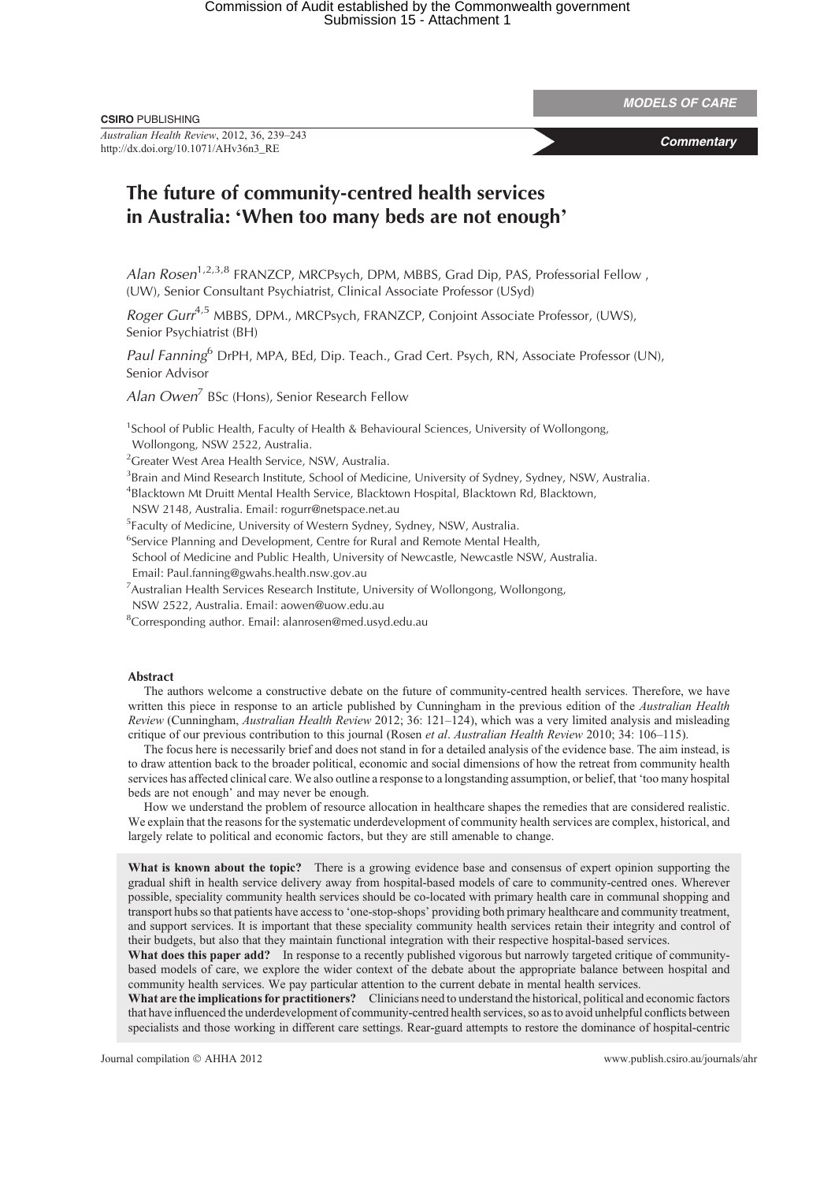Commission of Audit established by the Commonwealth government
Submission 15 - Attachment 1

**CSIRO** PUBLISHING

*Australian Health Review*, 2012, 36, 239–243
http://dx.doi.org/10.1071/AHv36n3_RE

***MODELS OF CARE***

***Commentary***

# The future of community-centred health services in Australia: 'When too many beds are not enough'

*Alan Rosen*[1,2,3,8] FRANZCP, MRCPsych, DPM, MBBS, Grad Dip, PAS, Professorial Fellow, (UW), Senior Consultant Psychiatrist, Clinical Associate Professor (USyd)

*Roger Gurr*[4,5] MBBS, DPM., MRCPsych, FRANZCP, Conjoint Associate Professor, (UWS), Senior Psychiatrist (BH)

*Paul Fanning*[6] DrPH, MPA, BEd, Dip. Teach., Grad Cert. Psych, RN, Associate Professor (UN), Senior Advisor

*Alan Owen*[7] BSc (Hons), Senior Research Fellow

[1]School of Public Health, Faculty of Health & Behavioural Sciences, University of Wollongong, Wollongong, NSW 2522, Australia.
[2]Greater West Area Health Service, NSW, Australia.
[3]Brain and Mind Research Institute, School of Medicine, University of Sydney, Sydney, NSW, Australia.
[4]Blacktown Mt Druitt Mental Health Service, Blacktown Hospital, Blacktown Rd, Blacktown, NSW 2148, Australia. Email: rogurr@netspace.net.au
[5]Faculty of Medicine, University of Western Sydney, Sydney, NSW, Australia.
[6]Service Planning and Development, Centre for Rural and Remote Mental Health, School of Medicine and Public Health, University of Newcastle, Newcastle NSW, Australia. Email: Paul.fanning@gwahs.health.nsw.gov.au
[7]Australian Health Services Research Institute, University of Wollongong, Wollongong, NSW 2522, Australia. Email: aowen@uow.edu.au
[8]Corresponding author. Email: alanrosen@med.usyd.edu.au

### Abstract

The authors welcome a constructive debate on the future of community-centred health services. Therefore, we have written this piece in response to an article published by Cunningham in the previous edition of the *Australian Health Review* (Cunningham, *Australian Health Review* 2012; 36: 121–124), which was a very limited analysis and misleading critique of our previous contribution to this journal (Rosen *et al*. *Australian Health Review* 2010; 34: 106–115).

The focus here is necessarily brief and does not stand in for a detailed analysis of the evidence base. The aim instead, is to draw attention back to the broader political, economic and social dimensions of how the retreat from community health services has affected clinical care. We also outline a response to a longstanding assumption, or belief, that 'too many hospital beds are not enough' and may never be enough.

How we understand the problem of resource allocation in healthcare shapes the remedies that are considered realistic. We explain that the reasons for the systematic underdevelopment of community health services are complex, historical, and largely relate to political and economic factors, but they are still amenable to change.

**What is known about the topic?** There is a growing evidence base and consensus of expert opinion supporting the gradual shift in health service delivery away from hospital-based models of care to community-centred ones. Wherever possible, speciality community health services should be co-located with primary health care in communal shopping and transport hubs so that patients have access to 'one-stop-shops' providing both primary healthcare and community treatment, and support services. It is important that these speciality community health services retain their integrity and control of their budgets, but also that they maintain functional integration with their respective hospital-based services.

**What does this paper add?** In response to a recently published vigorous but narrowly targeted critique of community-based models of care, we explore the wider context of the debate about the appropriate balance between hospital and community health services. We pay particular attention to the current debate in mental health services.

**What are the implications for practitioners?** Clinicians need to understand the historical, political and economic factors that have influenced the underdevelopment of community-centred health services, so as to avoid unhelpful conflicts between specialists and those working in different care settings. Rear-guard attempts to restore the dominance of hospital-centric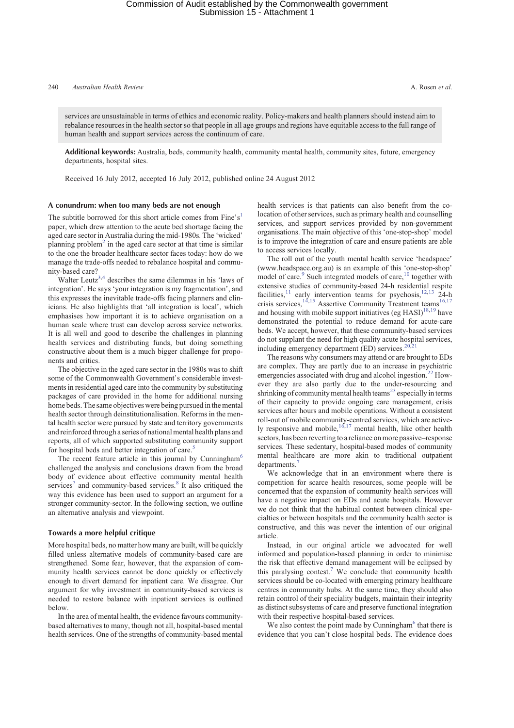services are unsustainable in terms of ethics and economic reality. Policy-makers and health planners should instead aim to rebalance resources in the health sector so that people in all age groups and regions have equitable access to the full range of human health and support services across the continuum of care.

**Additional keywords:** Australia, beds, community health, community mental health, community sites, future, emergency departments, hospital sites.

Received 16 July 2012, accepted 16 July 2012, published online 24 August 2012

## A conundrum: when too many beds are not enough

The subtitle borrowed for this short article comes from Fine's[1] paper, which drew attention to the acute bed shortage facing the aged care sector in Australia during the mid-1980s. The 'wicked' planning problem[2] in the aged care sector at that time is similar to the one the broader healthcare sector faces today: how do we manage the trade-offs needed to rebalance hospital and community-based care?

Walter Leutz[3,4] describes the same dilemmas in his 'laws of integration'. He says 'your integration is my fragmentation', and this expresses the inevitable trade-offs facing planners and clinicians. He also highlights that 'all integration is local', which emphasises how important it is to achieve organisation on a human scale where trust can develop across service networks. It is all well and good to describe the challenges in planning health services and distributing funds, but doing something constructive about them is a much bigger challenge for proponents and critics.

The objective in the aged care sector in the 1980s was to shift some of the Commonwealth Government's considerable investments in residential aged care into the community by substituting packages of care provided in the home for additional nursing home beds. The same objectives were being pursued in the mental health sector through deinstitutionalisation. Reforms in the mental health sector were pursued by state and territory governments and reinforced through a series of national mental health plans and reports, all of which supported substituting community support for hospital beds and better integration of care.[5]

The recent feature article in this journal by Cunningham[6] challenged the analysis and conclusions drawn from the broad body of evidence about effective community mental health services[7] and community-based services.[8] It also critiqued the way this evidence has been used to support an argument for a stronger community-sector. In the following section, we outline an alternative analysis and viewpoint.

## Towards a more helpful critique

More hospital beds, no matter how many are built, will be quickly filled unless alternative models of community-based care are strengthened. Some fear, however, that the expansion of community health services cannot be done quickly or effectively enough to divert demand for inpatient care. We disagree. Our argument for why investment in community-based services is needed to restore balance with inpatient services is outlined below.

In the area of mental health, the evidence favours community-based alternatives to many, though not all, hospital-based mental health services. One of the strengths of community-based mental health services is that patients can also benefit from the co-location of other services, such as primary health and counselling services, and support services provided by non-government organisations. The main objective of this 'one-stop-shop' model is to improve the integration of care and ensure patients are able to access services locally.

The roll out of the youth mental health service 'headspace' (www.headspace.org.au) is an example of this 'one-stop-shop' model of care.[9] Such integrated models of care,[10] together with extensive studies of community-based 24-h residential respite facilities,[11] early intervention teams for psychosis,[12,13] 24-h crisis services,[14,15] Assertive Community Treatment teams[16,17] and housing with mobile support initiatives (eg HASI)[18,19] have demonstrated the potential to reduce demand for acute-care beds. We accept, however, that these community-based services do not supplant the need for high quality acute hospital services, including emergency department (ED) services.[20,21]

The reasons why consumers may attend or are brought to EDs are complex. They are partly due to an increase in psychiatric emergencies associated with drug and alcohol ingestion.[22] However they are also partly due to the under-resourcing and shrinking of community mental health teams[23] especially in terms of their capacity to provide ongoing care management, crisis services after hours and mobile operations. Without a consistent roll-out of mobile community-centred services, which are actively responsive and mobile,[16,17] mental health, like other health sectors, has been reverting to a reliance on more passive–response services. These sedentary, hospital-based modes of community mental healthcare are more akin to traditional outpatient departments.[7]

We acknowledge that in an environment where there is competition for scarce health resources, some people will be concerned that the expansion of community health services will have a negative impact on EDs and acute hospitals. However we do not think that the habitual contest between clinical specialties or between hospitals and the community health sector is constructive, and this was never the intention of our original article.

Instead, in our original article we advocated for well informed and population-based planning in order to minimise the risk that effective demand management will be eclipsed by this paralysing contest.[7] We conclude that community health services should be co-located with emerging primary healthcare centres in community hubs. At the same time, they should also retain control of their speciality budgets, maintain their integrity as distinct subsystems of care and preserve functional integration with their respective hospital-based services.

We also contest the point made by Cunningham[6] that there is evidence that you can't close hospital beds. The evidence does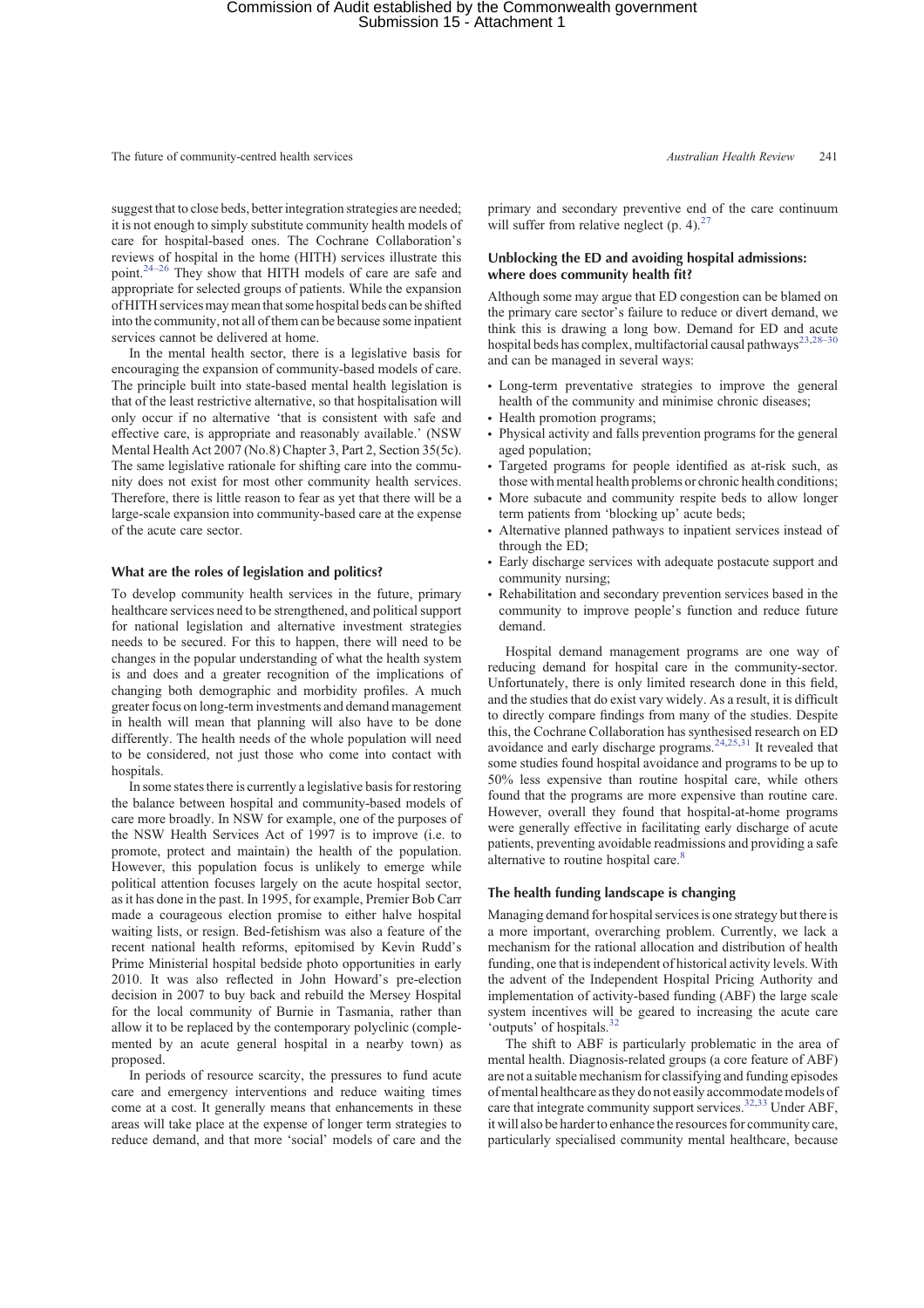suggest that to close beds, better integration strategies are needed; it is not enough to simply substitute community health models of care for hospital-based ones. The Cochrane Collaboration's reviews of hospital in the home (HITH) services illustrate this point.[24–26] They show that HITH models of care are safe and appropriate for selected groups of patients. While the expansion of HITH services may mean that some hospital beds can be shifted into the community, not all of them can be because some inpatient services cannot be delivered at home.

In the mental health sector, there is a legislative basis for encouraging the expansion of community-based models of care. The principle built into state-based mental health legislation is that of the least restrictive alternative, so that hospitalisation will only occur if no alternative 'that is consistent with safe and effective care, is appropriate and reasonably available.' (NSW Mental Health Act 2007 (No.8) Chapter 3, Part 2, Section 35(5c). The same legislative rationale for shifting care into the community does not exist for most other community health services. Therefore, there is little reason to fear as yet that there will be a large-scale expansion into community-based care at the expense of the acute care sector.

### What are the roles of legislation and politics?

To develop community health services in the future, primary healthcare services need to be strengthened, and political support for national legislation and alternative investment strategies needs to be secured. For this to happen, there will need to be changes in the popular understanding of what the health system is and does and a greater recognition of the implications of changing both demographic and morbidity profiles. A much greater focus on long-term investments and demand management in health will mean that planning will also have to be done differently. The health needs of the whole population will need to be considered, not just those who come into contact with hospitals.

In some states there is currently a legislative basis for restoring the balance between hospital and community-based models of care more broadly. In NSW for example, one of the purposes of the NSW Health Services Act of 1997 is to improve (i.e. to promote, protect and maintain) the health of the population. However, this population focus is unlikely to emerge while political attention focuses largely on the acute hospital sector, as it has done in the past. In 1995, for example, Premier Bob Carr made a courageous election promise to either halve hospital waiting lists, or resign. Bed-fetishism was also a feature of the recent national health reforms, epitomised by Kevin Rudd's Prime Ministerial hospital bedside photo opportunities in early 2010. It was also reflected in John Howard's pre-election decision in 2007 to buy back and rebuild the Mersey Hospital for the local community of Burnie in Tasmania, rather than allow it to be replaced by the contemporary polyclinic (complemented by an acute general hospital in a nearby town) as proposed.

In periods of resource scarcity, the pressures to fund acute care and emergency interventions and reduce waiting times come at a cost. It generally means that enhancements in these areas will take place at the expense of longer term strategies to reduce demand, and that more 'social' models of care and the primary and secondary preventive end of the care continuum will suffer from relative neglect (p. 4).[27]

### Unblocking the ED and avoiding hospital admissions: where does community health fit?

Although some may argue that ED congestion can be blamed on the primary care sector's failure to reduce or divert demand, we think this is drawing a long bow. Demand for ED and acute hospital beds has complex, multifactorial causal pathways[23,28–30] and can be managed in several ways:

- Long-term preventative strategies to improve the general health of the community and minimise chronic diseases;
- Health promotion programs;
- Physical activity and falls prevention programs for the general aged population;
- Targeted programs for people identified as at-risk such, as those with mental health problems or chronic health conditions;
- More subacute and community respite beds to allow longer term patients from 'blocking up' acute beds;
- Alternative planned pathways to inpatient services instead of through the ED;
- Early discharge services with adequate postacute support and community nursing;
- Rehabilitation and secondary prevention services based in the community to improve people's function and reduce future demand.

Hospital demand management programs are one way of reducing demand for hospital care in the community-sector. Unfortunately, there is only limited research done in this field, and the studies that do exist vary widely. As a result, it is difficult to directly compare findings from many of the studies. Despite this, the Cochrane Collaboration has synthesised research on ED avoidance and early discharge programs.[24,25,31] It revealed that some studies found hospital avoidance and programs to be up to 50% less expensive than routine hospital care, while others found that the programs are more expensive than routine care. However, overall they found that hospital-at-home programs were generally effective in facilitating early discharge of acute patients, preventing avoidable readmissions and providing a safe alternative to routine hospital care.[8]

### The health funding landscape is changing

Managing demand for hospital services is one strategy but there is a more important, overarching problem. Currently, we lack a mechanism for the rational allocation and distribution of health funding, one that is independent of historical activity levels. With the advent of the Independent Hospital Pricing Authority and implementation of activity-based funding (ABF) the large scale system incentives will be geared to increasing the acute care 'outputs' of hospitals.[32]

The shift to ABF is particularly problematic in the area of mental health. Diagnosis-related groups (a core feature of ABF) are not a suitable mechanism for classifying and funding episodes of mental healthcare as they do not easily accommodate models of care that integrate community support services.[32,33] Under ABF, it will also be harder to enhance the resources for community care, particularly specialised community mental healthcare, because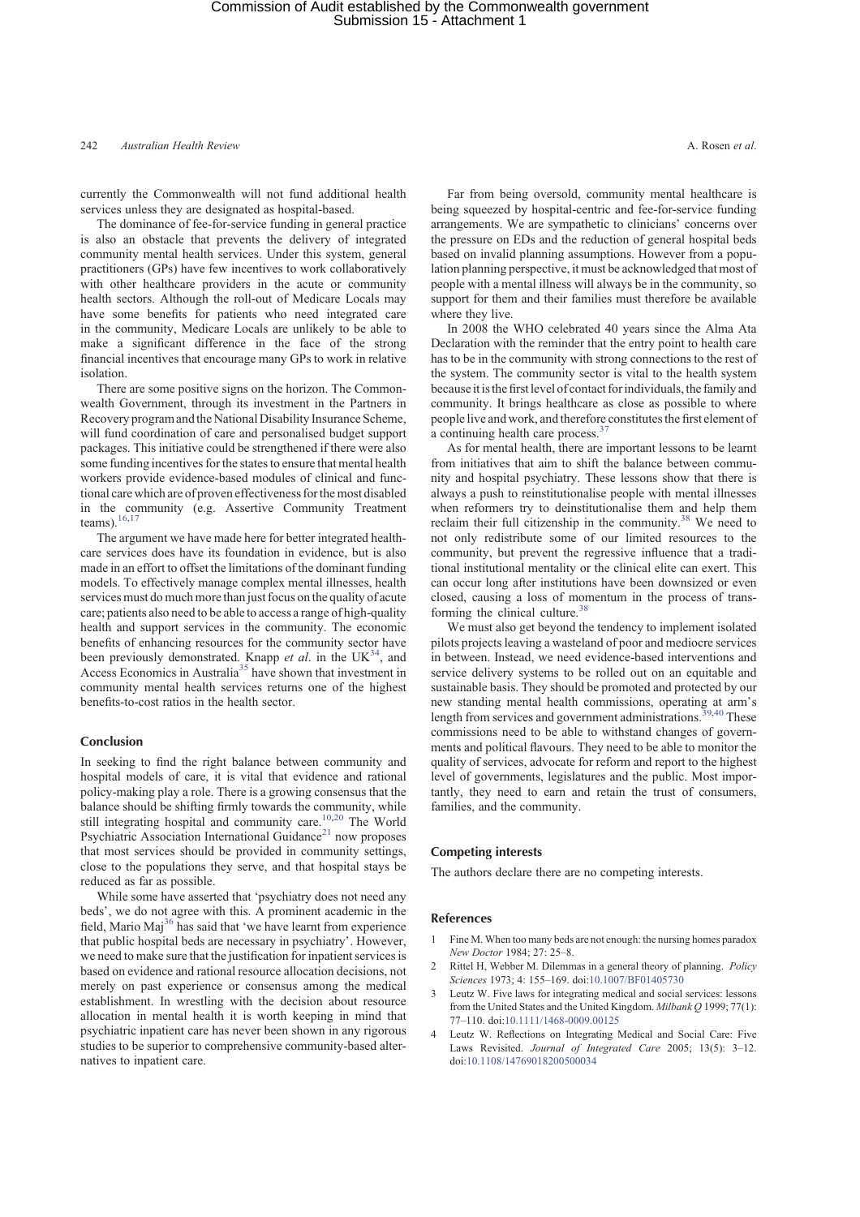currently the Commonwealth will not fund additional health services unless they are designated as hospital-based.

The dominance of fee-for-service funding in general practice is also an obstacle that prevents the delivery of integrated community mental health services. Under this system, general practitioners (GPs) have few incentives to work collaboratively with other healthcare providers in the acute or community health sectors. Although the roll-out of Medicare Locals may have some benefits for patients who need integrated care in the community, Medicare Locals are unlikely to be able to make a significant difference in the face of the strong financial incentives that encourage many GPs to work in relative isolation.

There are some positive signs on the horizon. The Commonwealth Government, through its investment in the Partners in Recovery program and the National Disability Insurance Scheme, will fund coordination of care and personalised budget support packages. This initiative could be strengthened if there were also some funding incentives for the states to ensure that mental health workers provide evidence-based modules of clinical and functional care which are of proven effectiveness for the most disabled in the community (e.g. Assertive Community Treatment teams).[16,17]

The argument we have made here for better integrated healthcare services does have its foundation in evidence, but is also made in an effort to offset the limitations of the dominant funding models. To effectively manage complex mental illnesses, health services must do much more than just focus on the quality of acute care; patients also need to be able to access a range of high-quality health and support services in the community. The economic benefits of enhancing resources for the community sector have been previously demonstrated. Knapp *et al*. in the UK[34], and Access Economics in Australia[35] have shown that investment in community mental health services returns one of the highest benefits-to-cost ratios in the health sector.

## Conclusion

In seeking to find the right balance between community and hospital models of care, it is vital that evidence and rational policy-making play a role. There is a growing consensus that the balance should be shifting firmly towards the community, while still integrating hospital and community care.[10,20] The World Psychiatric Association International Guidance[21] now proposes that most services should be provided in community settings, close to the populations they serve, and that hospital stays be reduced as far as possible.

While some have asserted that 'psychiatry does not need any beds', we do not agree with this. A prominent academic in the field, Mario Maj[36] has said that 'we have learnt from experience that public hospital beds are necessary in psychiatry'. However, we need to make sure that the justification for inpatient services is based on evidence and rational resource allocation decisions, not merely on past experience or consensus among the medical establishment. In wrestling with the decision about resource allocation in mental health it is worth keeping in mind that psychiatric inpatient care has never been shown in any rigorous studies to be superior to comprehensive community-based alternatives to inpatient care.

Far from being oversold, community mental healthcare is being squeezed by hospital-centric and fee-for-service funding arrangements. We are sympathetic to clinicians' concerns over the pressure on EDs and the reduction of general hospital beds based on invalid planning assumptions. However from a population planning perspective, it must be acknowledged that most of people with a mental illness will always be in the community, so support for them and their families must therefore be available where they live.

In 2008 the WHO celebrated 40 years since the Alma Ata Declaration with the reminder that the entry point to health care has to be in the community with strong connections to the rest of the system. The community sector is vital to the health system because it is the first level of contact for individuals, the family and community. It brings healthcare as close as possible to where people live and work, and therefore constitutes the first element of a continuing health care process.[37]

As for mental health, there are important lessons to be learnt from initiatives that aim to shift the balance between community and hospital psychiatry. These lessons show that there is always a push to reinstitutionalise people with mental illnesses when reformers try to deinstitutionalise them and help them reclaim their full citizenship in the community.[38] We need to not only redistribute some of our limited resources to the community, but prevent the regressive influence that a traditional institutional mentality or the clinical elite can exert. This can occur long after institutions have been downsized or even closed, causing a loss of momentum in the process of transforming the clinical culture.[38]

We must also get beyond the tendency to implement isolated pilots projects leaving a wasteland of poor and mediocre services in between. Instead, we need evidence-based interventions and service delivery systems to be rolled out on an equitable and sustainable basis. They should be promoted and protected by our new standing mental health commissions, operating at arm's length from services and government administrations.[39,40] These commissions need to be able to withstand changes of governments and political flavours. They need to be able to monitor the quality of services, advocate for reform and report to the highest level of governments, legislatures and the public. Most importantly, they need to earn and retain the trust of consumers, families, and the community.

## Competing interests

The authors declare there are no competing interests.

## References

1. Fine M. When too many beds are not enough: the nursing homes paradox *New Doctor* 1984; 27: 25–8.
2. Rittel H, Webber M. Dilemmas in a general theory of planning. *Policy Sciences* 1973; 4: 155–169. doi:10.1007/BF01405730
3. Leutz W. Five laws for integrating medical and social services: lessons from the United States and the United Kingdom. *Milbank Q* 1999; 77(1): 77–110. doi:10.1111/1468-0009.00125
4. Leutz W. Reflections on Integrating Medical and Social Care: Five Laws Revisited. *Journal of Integrated Care* 2005; 13(5): 3–12. doi:10.1108/14769018200500034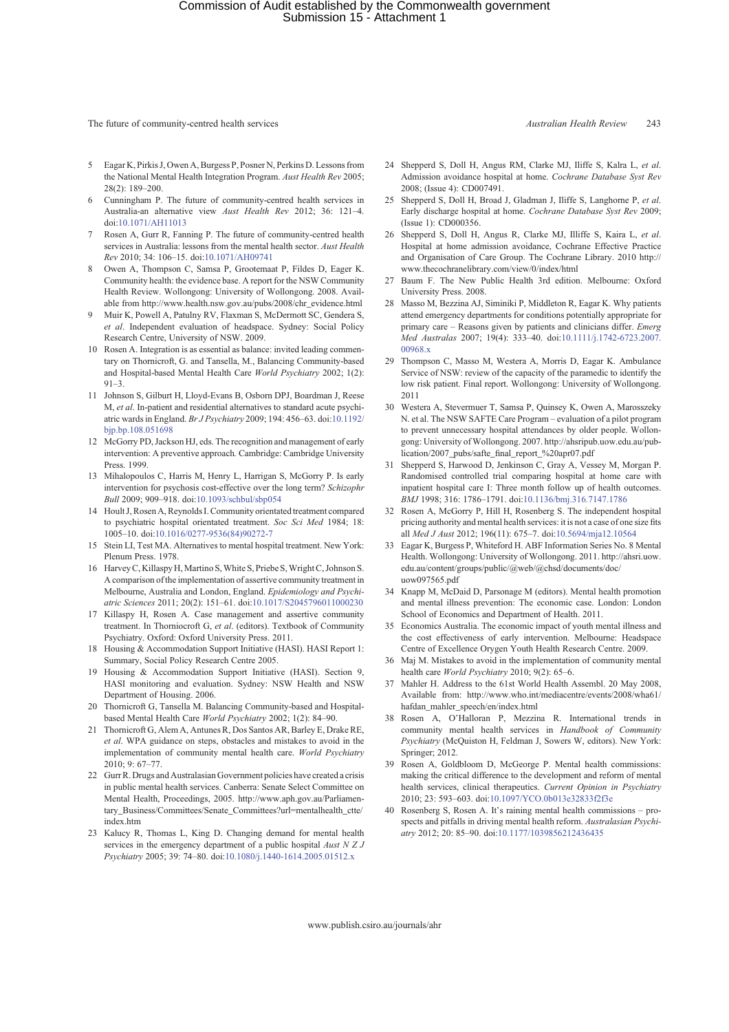5 Eagar K, Pirkis J, Owen A, Burgess P, Posner N, Perkins D. Lessons from the National Mental Health Integration Program. *Aust Health Rev* 2005; 28(2): 189–200.

6 Cunningham P. The future of community-centred health services in Australia-an alternative view *Aust Health Rev* 2012; 36: 121–4. doi:10.1071/AH11013

7 Rosen A, Gurr R, Fanning P. The future of community-centred health services in Australia: lessons from the mental health sector. *Aust Health Rev* 2010; 34: 106–15. doi:10.1071/AH09741

8 Owen A, Thompson C, Samsa P, Grootemaat P, Fildes D, Eager K. Community health: the evidence base. A report for the NSW Community Health Review. Wollongong: University of Wollongong. 2008. Available from http://www.health.nsw.gov.au/pubs/2008/chr_evidence.html

9 Muir K, Powell A, Patulny RV, Flaxman S, McDermott SC, Gendera S, *et al*. Independent evaluation of headspace. Sydney: Social Policy Research Centre, University of NSW. 2009.

10 Rosen A. Integration is as essential as balance: invited leading commentary on Thornicroft, G. and Tansella, M., Balancing Community-based and Hospital-based Mental Health Care *World Psychiatry* 2002; 1(2): 91–3.

11 Johnson S, Gilburt H, Lloyd-Evans B, Osborn DPJ, Boardman J, Reese M, *et al*. In-patient and residential alternatives to standard acute psychiatric wards in England. *Br J Psychiatry* 2009; 194: 456–63. doi:10.1192/bjp.bp.108.051698

12 McGorry PD, Jackson HJ, eds. The recognition and management of early intervention: A preventive approach*.* Cambridge: Cambridge University Press. 1999.

13 Mihalopoulos C, Harris M, Henry L, Harrigan S, McGorry P. Is early intervention for psychosis cost-effective over the long term? *Schizophr Bull* 2009; 909–918. doi:10.1093/schbul/sbp054

14 Hoult J, Rosen A, Reynolds I. Community orientated treatment compared to psychiatric hospital orientated treatment. *Soc Sci Med* 1984; 18: 1005–10. doi:10.1016/0277-9536(84)90272-7

15 Stein LI, Test MA. Alternatives to mental hospital treatment. New York: Plenum Press. 1978.

16 Harvey C, Killaspy H, Martino S, White S, Priebe S, Wright C, Johnson S. A comparison of the implementation of assertive community treatment in Melbourne, Australia and London, England. *Epidemiology and Psychiatric Sciences* 2011; 20(2): 151–61. doi:10.1017/S2045796011000230

17 Killaspy H, Rosen A. Case management and assertive community treatment. In Thorniocroft G, *et al*. (editors). Textbook of Community Psychiatry. Oxford: Oxford University Press. 2011.

18 Housing & Accommodation Support Initiative (HASI). HASI Report 1: Summary, Social Policy Research Centre 2005.

19 Housing & Accommodation Support Initiative (HASI). Section 9, HASI monitoring and evaluation. Sydney: NSW Health and NSW Department of Housing. 2006.

20 Thornicroft G, Tansella M. Balancing Community-based and Hospital-based Mental Health Care *World Psychiatry* 2002; 1(2): 84–90.

21 Thornicroft G, Alem A, Antunes R, Dos Santos AR, Barley E, Drake RE, *et al*. WPA guidance on steps, obstacles and mistakes to avoid in the implementation of community mental health care. *World Psychiatry* 2010; 9: 67–77.

22 Gurr R. Drugs and Australasian Government policies have created a crisis in public mental health services. Canberra: Senate Select Committee on Mental Health, Proceedings, 2005. http://www.aph.gov.au/Parliamentary_Business/Committees/Senate_Committees?url=mentalhealth_ctte/index.htm

23 Kalucy R, Thomas L, King D. Changing demand for mental health services in the emergency department of a public hospital *Aust N Z J Psychiatry* 2005; 39: 74–80. doi:10.1080/j.1440-1614.2005.01512.x

24 Shepperd S, Doll H, Angus RM, Clarke MJ, Iliffe S, Kalra L, *et al*. Admission avoidance hospital at home. *Cochrane Database Syst Rev* 2008; (Issue 4): CD007491.

25 Shepperd S, Doll H, Broad J, Gladman J, Iliffe S, Langhorne P, *et al*. Early discharge hospital at home. *Cochrane Database Syst Rev* 2009; (Issue 1): CD000356.

26 Shepperd S, Doll H, Angus R, Clarke MJ, Illiffe S, Kaira L, *et al*. Hospital at home admission avoidance, Cochrane Effective Practice and Organisation of Care Group. The Cochrane Library. 2010 http://www.thecochranelibrary.com/view/0/index/html

27 Baum F. The New Public Health 3rd edition. Melbourne: Oxford University Press. 2008.

28 Masso M, Bezzina AJ, Siminiki P, Middleton R, Eagar K. Why patients attend emergency departments for conditions potentially appropriate for primary care – Reasons given by patients and clinicians differ. *Emerg Med Australas* 2007; 19(4): 333–40. doi:10.1111/j.1742-6723.2007.00968.x

29 Thompson C, Masso M, Westera A, Morris D, Eagar K. Ambulance Service of NSW: review of the capacity of the paramedic to identify the low risk patient. Final report. Wollongong: University of Wollongong. 2011

30 Westera A, Stevermuer T, Samsa P, Quinsey K, Owen A, Marosszeky N. et al. The NSW SAFTE Care Program – evaluation of a pilot program to prevent unnecessary hospital attendances by older people. Wollongong: University of Wollongong. 2007. http://ahsripub.uow.edu.au/publication/2007_pubs/safte_final_report_%20apr07.pdf

31 Shepperd S, Harwood D, Jenkinson C, Gray A, Vessey M, Morgan P. Randomised controlled trial comparing hospital at home care with inpatient hospital care I: Three month follow up of health outcomes. *BMJ* 1998; 316: 1786–1791. doi:10.1136/bmj.316.7147.1786

32 Rosen A, McGorry P, Hill H, Rosenberg S. The independent hospital pricing authority and mental health services: it is not a case of one size fits all *Med J Aust* 2012; 196(11): 675–7. doi:10.5694/mja12.10564

33 Eagar K, Burgess P, Whiteford H. ABF Information Series No. 8 Mental Health. Wollongong: University of Wollongong. 2011. http://ahsri.uow.edu.au/content/groups/public/@web/@chsd/documents/doc/uow097565.pdf

34 Knapp M, McDaid D, Parsonage M (editors). Mental health promotion and mental illness prevention: The economic case. London: London School of Economics and Department of Health. 2011.

35 Economics Australia. The economic impact of youth mental illness and the cost effectiveness of early intervention. Melbourne: Headspace Centre of Excellence Orygen Youth Health Research Centre. 2009.

36 Maj M. Mistakes to avoid in the implementation of community mental health care *World Psychiatry* 2010; 9(2): 65–6.

37 Mahler H. Address to the 61st World Health Assembl. 20 May 2008, Available from: http://www.who.int/mediacentre/events/2008/wha61/hafdan_mahler_speech/en/index.html

38 Rosen A, O'Halloran P, Mezzina R. International trends in community mental health services in *Handbook of Community Psychiatry* (McQuiston H, Feldman J, Sowers W, editors). New York: Springer; 2012.

39 Rosen A, Goldbloom D, McGeorge P. Mental health commissions: making the critical difference to the development and reform of mental health services, clinical therapeutics. *Current Opinion in Psychiatry* 2010; 23: 593–603. doi:10.1097/YCO.0b013e32833f2f3e

40 Rosenberg S, Rosen A. It's raining mental health commissions – prospects and pitfalls in driving mental health reform. *Australasian Psychiatry* 2012; 20: 85–90. doi:10.1177/1039856212436435